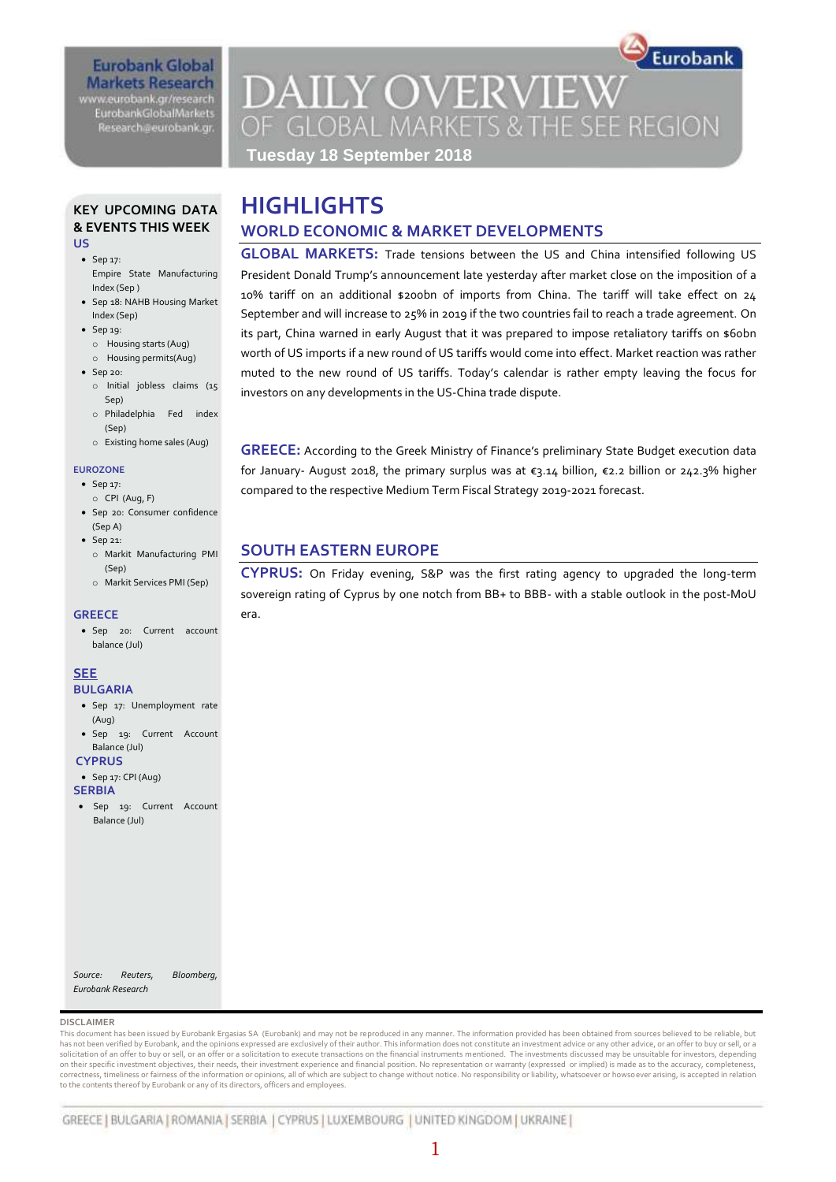Eurobank Global Markets Research
www.eurobank.gr/research
EurobankGlobalMarkets
Research@eurobank.gr

# DAILY OVERVIEW OF GLOBAL MARKETS & THE SEE REGION

**Tuesday 18 September 2018**

## KEY UPCOMING DATA & EVENTS THIS WEEK

**US**

- Sep 17: Empire State Manufacturing Index (Sep )
- Sep 18: NAHB Housing Market Index (Sep)
- Sep 19:
  - Housing starts (Aug)
  - Housing permits(Aug)
- Sep 20:
  - Initial jobless claims (15 Sep)
  - Philadelphia Fed index (Sep)
  - Existing home sales (Aug)

**EUROZONE**

- Sep 17:
  - CPI (Aug, F)
- Sep 20: Consumer confidence (Sep A)
- Sep 21:
  - Markit Manufacturing PMI (Sep)
  - Markit Services PMI (Sep)

**GREECE**

- Sep 20: Current account balance (Jul)

**SEE**

**BULGARIA**

- Sep 17: Unemployment rate (Aug)
- Sep 19: Current Account Balance (Jul)

**CYPRUS**

- Sep 17: CPI (Aug)

**SERBIA**

- Sep 19: Current Account Balance (Jul)

*Source: Reuters, Bloomberg, Eurobank Research*

# HIGHLIGHTS

## WORLD ECONOMIC & MARKET DEVELOPMENTS

**GLOBAL MARKETS:** Trade tensions between the US and China intensified following US President Donald Trump's announcement late yesterday after market close on the imposition of a 10% tariff on an additional $200bn of imports from China. The tariff will take effect on 24 September and will increase to 25% in 2019 if the two countries fail to reach a trade agreement. On its part, China warned in early August that it was prepared to impose retaliatory tariffs on $60bn worth of US imports if a new round of US tariffs would come into effect. Market reaction was rather muted to the new round of US tariffs. Today's calendar is rather empty leaving the focus for investors on any developments in the US-China trade dispute.

**GREECE:** According to the Greek Ministry of Finance's preliminary State Budget execution data for January- August 2018, the primary surplus was at €3.14 billion, €2.2 billion or 242.3% higher compared to the respective Medium Term Fiscal Strategy 2019-2021 forecast.

## SOUTH EASTERN EUROPE

**CYPRUS:** On Friday evening, S&P was the first rating agency to upgraded the long-term sovereign rating of Cyprus by one notch from BB+ to BBB- with a stable outlook in the post-MoU era.

**DISCLAIMER**

This document has been issued by Eurobank Ergasias SA (Eurobank) and may not be reproduced in any manner. The information provided has been obtained from sources believed to be reliable, but has not been verified by Eurobank, and the opinions expressed are exclusively of their author. This information does not constitute an investment advice or any other advice, or an offer to buy or sell, or a solicitation of an offer to buy or sell, or an offer or a solicitation to execute transactions on the financial instruments mentioned. The investments discussed may be unsuitable for investors, depending on their specific investment objectives, their needs, their investment experience and financial position. No representation or warranty (expressed or implied) is made as to the accuracy, completeness, correctness, timeliness or fairness of the information or opinions, all of which are subject to change without notice. No responsibility or liability, whatsoever or howsoever arising, is accepted in relation to the contents thereof by Eurobank or any of its directors, officers and employees.

GREECE | BULGARIA | ROMANIA | SERBIA | CYPRUS | LUXEMBOURG | UNITED KINGDOM | UKRAINE |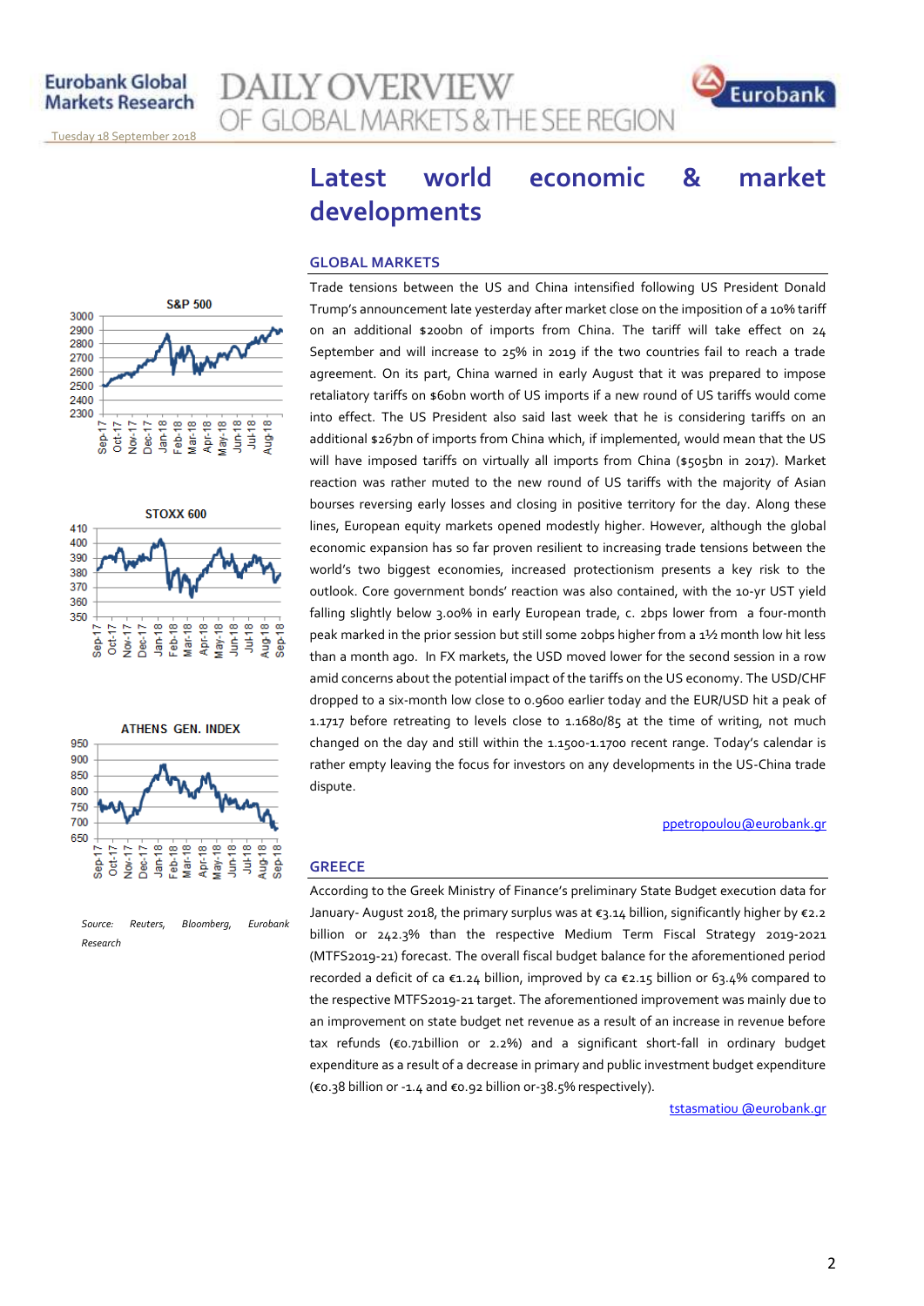# Latest world economic & market developments

## GLOBAL MARKETS

Trade tensions between the US and China intensified following US President Donald Trump's announcement late yesterday after market close on the imposition of a 10% tariff on an additional $200bn of imports from China. The tariff will take effect on 24 September and will increase to 25% in 2019 if the two countries fail to reach a trade agreement. On its part, China warned in early August that it was prepared to impose retaliatory tariffs on $60bn worth of US imports if a new round of US tariffs would come into effect. The US President also said last week that he is considering tariffs on an additional $267bn of imports from China which, if implemented, would mean that the US will have imposed tariffs on virtually all imports from China ($505bn in 2017). Market reaction was rather muted to the new round of US tariffs with the majority of Asian bourses reversing early losses and closing in positive territory for the day. Along these lines, European equity markets opened modestly higher. However, although the global economic expansion has so far proven resilient to increasing trade tensions between the world's two biggest economies, increased protectionism presents a key risk to the outlook. Core government bonds' reaction was also contained, with the 10-yr UST yield falling slightly below 3.00% in early European trade, c. 2bps lower from a four-month peak marked in the prior session but still some 20bps higher from a 1½ month low hit less than a month ago. In FX markets, the USD moved lower for the second session in a row amid concerns about the potential impact of the tariffs on the US economy. The USD/CHF dropped to a six-month low close to 0.9600 earlier today and the EUR/USD hit a peak of 1.1717 before retreating to levels close to 1.1680/85 at the time of writing, not much changed on the day and still within the 1.1500-1.1700 recent range. Today's calendar is rather empty leaving the focus for investors on any developments in the US-China trade dispute.

ppetropoulou@eurobank.gr

## GREECE

According to the Greek Ministry of Finance's preliminary State Budget execution data for January- August 2018, the primary surplus was at €3.14 billion, significantly higher by €2.2 billion or 242.3% than the respective Medium Term Fiscal Strategy 2019-2021 (MTFS2019-21) forecast. The overall fiscal budget balance for the aforementioned period recorded a deficit of ca €1.24 billion, improved by ca €2.15 billion or 63.4% compared to the respective MTFS2019-21 target. The aforementioned improvement was mainly due to an improvement on state budget net revenue as a result of an increase in revenue before tax refunds (€0.71billion or 2.2%) and a significant short-fall in ordinary budget expenditure as a result of a decrease in primary and public investment budget expenditure (€0.38 billion or -1.4 and €0.92 billion or-38.5% respectively).

tstasmatiou @eurobank.gr

*Source: Reuters, Bloomberg, Eurobank Research*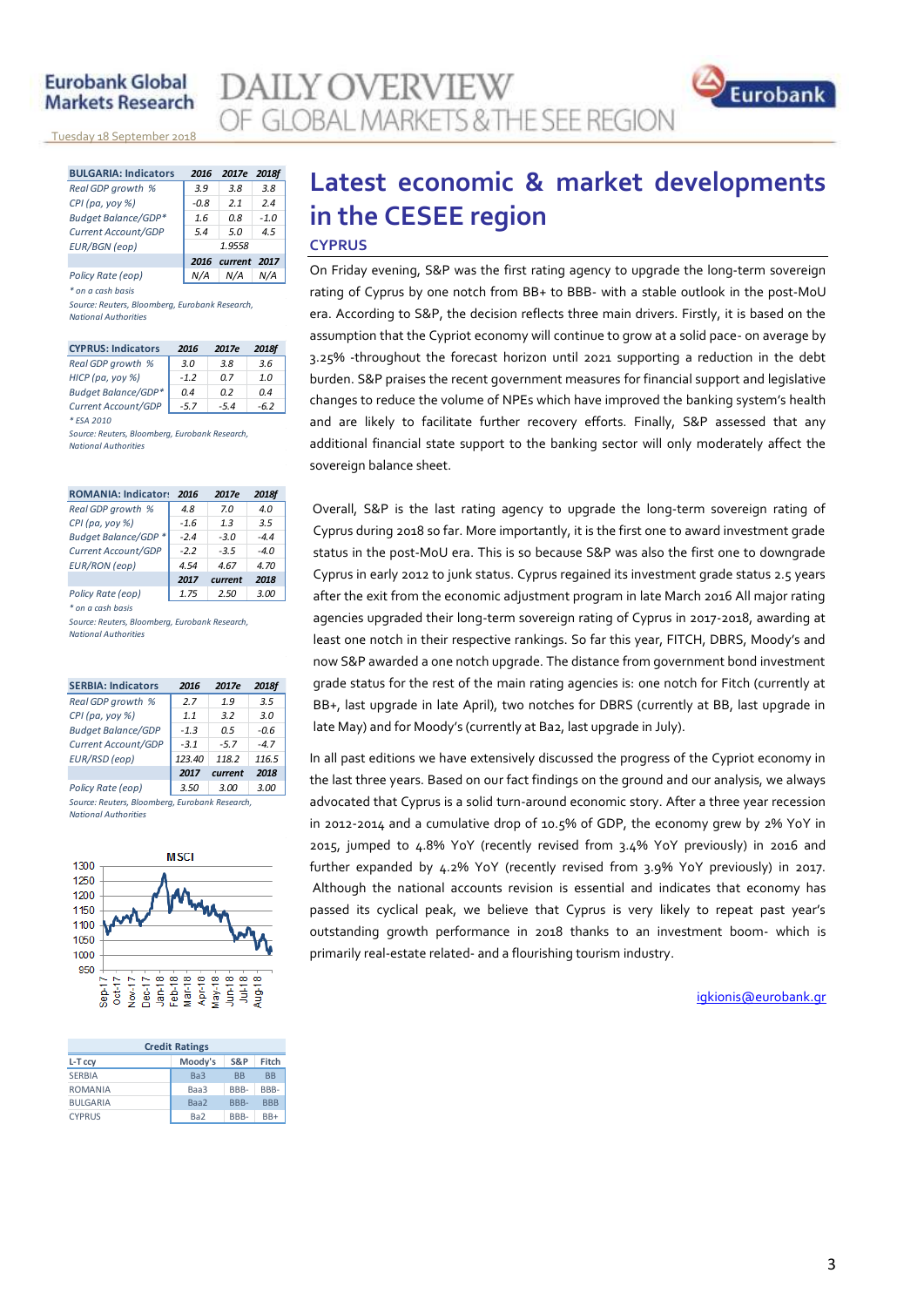## Latest economic & market developments in the CESEE region

### CYPRUS

On Friday evening, S&P was the first rating agency to upgrade the long-term sovereign rating of Cyprus by one notch from BB+ to BBB- with a stable outlook in the post-MoU era. According to S&P, the decision reflects three main drivers. Firstly, it is based on the assumption that the Cypriot economy will continue to grow at a solid pace- on average by 3.25% -throughout the forecast horizon until 2021 supporting a reduction in the debt burden. S&P praises the recent government measures for financial support and legislative changes to reduce the volume of NPEs which have improved the banking system's health and are likely to facilitate further recovery efforts. Finally, S&P assessed that any additional financial state support to the banking sector will only moderately affect the sovereign balance sheet.

Overall, S&P is the last rating agency to upgrade the long-term sovereign rating of Cyprus during 2018 so far. More importantly, it is the first one to award investment grade status in the post-MoU era. This is so because S&P was also the first one to downgrade Cyprus in early 2012 to junk status. Cyprus regained its investment grade status 2.5 years after the exit from the economic adjustment program in late March 2016 All major rating agencies upgraded their long-term sovereign rating of Cyprus in 2017-2018, awarding at least one notch in their respective rankings. So far this year, FITCH, DBRS, Moody's and now S&P awarded a one notch upgrade. The distance from government bond investment grade status for the rest of the main rating agencies is: one notch for Fitch (currently at BB+, last upgrade in late April), two notches for DBRS (currently at BB, last upgrade in late May) and for Moody's (currently at Ba2, last upgrade in July).

In all past editions we have extensively discussed the progress of the Cypriot economy in the last three years. Based on our fact findings on the ground and our analysis, we always advocated that Cyprus is a solid turn-around economic story. After a three year recession in 2012-2014 and a cumulative drop of 10.5% of GDP, the economy grew by 2% YoY in 2015, jumped to 4.8% YoY (recently revised from 3.4% YoY previously) in 2016 and further expanded by 4.2% YoY (recently revised from 3.9% YoY previously) in 2017. Although the national accounts revision is essential and indicates that economy has passed its cyclical peak, we believe that Cyprus is very likely to repeat past year's outstanding growth performance in 2018 thanks to an investment boom- which is primarily real-estate related- and a flourishing tourism industry.

igkionis@eurobank.gr

| BULGARIA: Indicators | 2016 | 2017e | 2018f |
|---|---|---|---|
| *Real GDP growth %* | 3.9 | 3.8 | 3.8 |
| *CPI (pa, yoy %)* | -0.8 | 2.1 | 2.4 |
| *Budget Balance/GDP** | 1.6 | 0.8 | -1.0 |
| *Current Account/GDP* | 5.4 | 5.0 | 4.5 |
| *EUR/BGN (eop)* | 1.9558 | | |
| | 2016 | current | 2017 |
| *Policy Rate (eop)* | N/A | N/A | N/A |

*\* on a cash basis*

*Source: Reuters, Bloomberg, Eurobank Research, National Authorities*

| CYPRUS: Indicators | 2016 | 2017e | 2018f |
|---|---|---|---|
| *Real GDP growth %* | 3.0 | 3.8 | 3.6 |
| *HICP (pa, yoy %)* | -1.2 | 0.7 | 1.0 |
| *Budget Balance/GDP** | 0.4 | 0.2 | 0.4 |
| *Current Account/GDP* | -5.7 | -5.4 | -6.2 |

*\* ESA 2010*

*Source: Reuters, Bloomberg, Eurobank Research, National Authorities*

| ROMANIA: Indicators | 2016 | 2017e | 2018f |
|---|---|---|---|
| *Real GDP growth %* | 4.8 | 7.0 | 4.0 |
| *CPI (pa, yoy %)* | -1.6 | 1.3 | 3.5 |
| *Budget Balance/GDP** | -2.4 | -3.0 | -4.4 |
| *Current Account/GDP* | -2.2 | -3.5 | -4.0 |
| *EUR/RON (eop)* | 4.54 | 4.67 | 4.70 |
| | 2017 | current | 2018 |
| *Policy Rate (eop)* | 1.75 | 2.50 | 3.00 |

*\* on a cash basis*

*Source: Reuters, Bloomberg, Eurobank Research, National Authorities*

| SERBIA: Indicators | 2016 | 2017e | 2018f |
|---|---|---|---|
| *Real GDP growth %* | 2.7 | 1.9 | 3.5 |
| *CPI (pa, yoy %)* | 1.1 | 3.2 | 3.0 |
| *Budget Balance/GDP* | -1.3 | 0.5 | -0.6 |
| *Current Account/GDP* | -3.1 | -5.7 | -4.7 |
| *EUR/RSD (eop)* | 123.40 | 118.2 | 116.5 |
| | 2017 | current | 2018 |
| *Policy Rate (eop)* | 3.50 | 3.00 | 3.00 |

*Source: Reuters, Bloomberg, Eurobank Research, National Authorities*

MSCI

| Credit Ratings | | | |
|---|---|---|---|
| L-T ccy | Moody's | S&P | Fitch |
| SERBIA | Ba3 | BB | BB |
| ROMANIA | Baa3 | BBB- | BBB- |
| BULGARIA | Baa2 | BBB- | BBB |
| CYPRUS | Ba2 | BBB- | BB+ |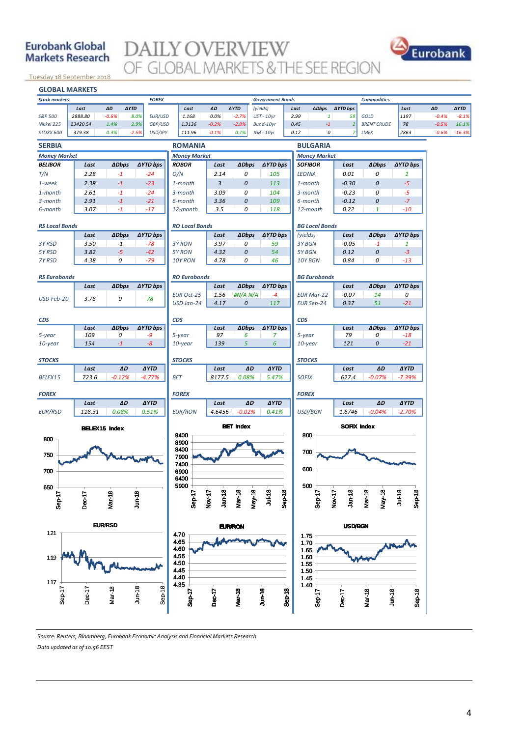# Eurobank Global Markets Research

# DAILY OVERVIEW OF GLOBAL MARKETS & THE SEE REGION

Tuesday 18 September 2018

## GLOBAL MARKETS

| Stock markets | Last | ΔD | ΔYTD | FOREX | Last | ΔD | ΔYTD | Government Bonds (yields) | Last | ΔDbps | ΔYTD bps | Commodities | Last | ΔD | ΔYTD |
|---|---|---|---|---|---|---|---|---|---|---|---|---|---|---|---|
| S&P 500 | 2888.80 | -0.6% | 8.0% | EUR/USD | 1.168 | 0.0% | -2.7% | UST - 10yr | 2.99 | 1 | 59 | GOLD | 1197 | -0.4% | -8.1% |
| Nikkei 225 | 23420.54 | 1.4% | 2.9% | GBP/USD | 1.3136 | -0.2% | -2.8% | Bund-10yr | 0.45 | -1 | 2 | BRENT CRUDE | 78 | -0.5% | 16.1% |
| STOXX 600 | 379.38 | 0.3% | -2.5% | USD/JPY | 111.96 | -0.1% | 0.7% | JGB - 10yr | 0.12 | 0 | 7 | LMEX | 2863 | -0.6% | -16.3% |

## SERBIA

**Money Market**

| BELIBOR | Last | ΔDbps | ΔYTD bps |
|---|---|---|---|
| T/N | 2.28 | -1 | -24 |
| 1-week | 2.38 | -1 | -23 |
| 1-month | 2.61 | -1 | -24 |
| 3-month | 2.91 | -1 | -21 |
| 6-month | 3.07 | -1 | -17 |

**RS Local Bonds**

| | Last | ΔDbps | ΔYTD bps |
|---|---|---|---|
| 3Y RSD | 3.50 | -1 | -78 |
| 5Y RSD | 3.82 | -5 | -42 |
| 7Y RSD | 4.38 | 0 | -79 |

**RS Eurobonds**

| | Last | ΔDbps | ΔYTD bps |
|---|---|---|---|
| USD Feb-20 | 3.78 | 0 | 78 |

**CDS**

| | Last | ΔDbps | ΔYTD bps |
|---|---|---|---|
| 5-year | 109 | 0 | -9 |
| 10-year | 154 | -1 | -8 |

**STOCKS**

| | Last | ΔD | ΔYTD |
|---|---|---|---|
| BELEX15 | 723.6 | -0.12% | -4.77% |

**FOREX**

| | Last | ΔD | ΔYTD |
|---|---|---|---|
| EUR/RSD | 118.31 | 0.08% | 0.51% |

## ROMANIA

**Money Market**

| ROBOR | Last | ΔDbps | ΔYTD bps |
|---|---|---|---|
| O/N | 2.14 | 0 | 105 |
| 1-month | 3 | 0 | 113 |
| 3-month | 3.09 | 0 | 104 |
| 6-month | 3.36 | 0 | 109 |
| 12-month | 3.5 | 0 | 118 |

**RO Local Bonds**

| | Last | ΔDbps | ΔYTD bps |
|---|---|---|---|
| 3Y RON | 3.97 | 0 | 59 |
| 5Y RON | 4.32 | 0 | 54 |
| 10Y RON | 4.78 | 0 | 46 |

**RO Eurobonds**

| | Last | ΔDbps | ΔYTD bps |
|---|---|---|---|
| EUR Oct-25 | 1.56 | #N/A N/A | -4 |
| USD Jan-24 | 4.17 | 0 | 117 |

**CDS**

| | Last | ΔDbps | ΔYTD bps |
|---|---|---|---|
| 5-year | 97 | 6 | 7 |
| 10-year | 139 | 5 | 6 |

**STOCKS**

| | Last | ΔD | ΔYTD |
|---|---|---|---|
| BET | 8177.5 | 0.08% | 5.47% |

**FOREX**

| | Last | ΔD | ΔYTD |
|---|---|---|---|
| EUR/RON | 4.6456 | -0.02% | 0.41% |

## BULGARIA

**Money Market**

| SOFIBOR | Last | ΔDbps | ΔYTD bps |
|---|---|---|---|
| LEONIA | 0.01 | 0 | 1 |
| 1-month | -0.30 | 0 | -5 |
| 3-month | -0.23 | 0 | -5 |
| 6-month | -0.12 | 0 | -7 |
| 12-month | 0.22 | 1 | -10 |

**BG Local Bonds**

| (yields) | Last | ΔDbps | ΔYTD bps |
|---|---|---|---|
| 3Y BGN | -0.05 | -1 | 1 |
| 5Y BGN | 0.12 | 0 | -3 |
| 10Y BGN | 0.84 | 0 | -13 |

**BG Eurobonds**

| | Last | ΔDbps | ΔYTD bps |
|---|---|---|---|
| EUR Mar-22 | -0.07 | 14 | 0 |
| EUR Sep-24 | 0.37 | 51 | -21 |

**CDS**

| | Last | ΔDbps | ΔYTD bps |
|---|---|---|---|
| 5-year | 79 | 0 | -18 |
| 10-year | 121 | 0 | -21 |

**STOCKS**

| | Last | ΔD | ΔYTD |
|---|---|---|---|
| SOFIX | 627.4 | -0.07% | -7.39% |

**FOREX**

| | Last | ΔD | ΔYTD |
|---|---|---|---|
| USD/BGN | 1.6746 | -0.04% | -2.70% |

BELEX15 Index

BET Index

SOFIX Index

EUR/RSD

EUR/RON

USD/BGN

Source: Reuters, Bloomberg, Eurobank Economic Analysis and Financial Markets Research

Data updated as of 10:56 EEST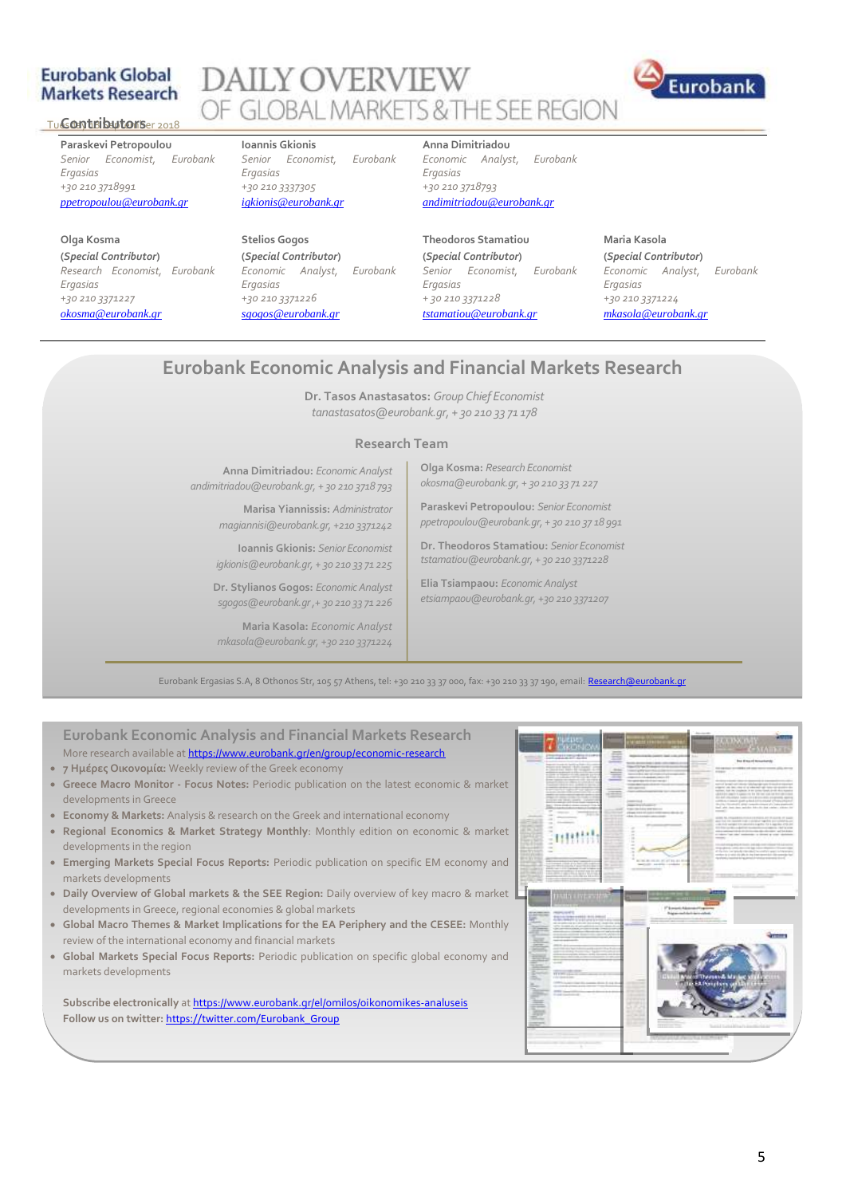## Contributors

**Paraskevi Petropoulou**
*Senior Economist, Eurobank Ergasias*
*+30 210 3718991*
ppetropoulou@eurobank.gr

**Ioannis Gkionis**
*Senior Economist, Eurobank Ergasias*
*+30 210 3337305*
igkionis@eurobank.gr

**Anna Dimitriadou**
*Economic Analyst, Eurobank Ergasias*
*+30 210 3718793*
andimitriadou@eurobank.gr

**Olga Kosma**
**(*Special Contributor*)**
*Research Economist, Eurobank Ergasias*
*+30 210 3371227*
okosma@eurobank.gr

**Stelios Gogos**
**(*Special Contributor*)**
*Economic Analyst, Eurobank Ergasias*
*+30 210 3371226*
sgogos@eurobank.gr

**Theodoros Stamatiou**
**(*Special Contributor*)**
*Senior Economist, Eurobank Ergasias*
*+ 30 210 3371228*
tstamatiou@eurobank.gr

**Maria Kasola**
**(*Special Contributor*)**
*Economic Analyst, Eurobank Ergasias*
*+30 210 3371224*
mkasola@eurobank.gr

## Eurobank Economic Analysis and Financial Markets Research

**Dr. Tasos Anastasatos:** *Group Chief Economist*
*tanastasatos@eurobank.gr, + 30 210 33 71 178*

### Research Team

**Anna Dimitriadou:** *Economic Analyst*
*andimitriadou@eurobank.gr, + 30 210 3718 793*

**Marisa Yiannissis:** *Administrator*
*magiannisi@eurobank.gr, +210 3371242*

**Ioannis Gkionis:** *Senior Economist*
*igkionis@eurobank.gr, + 30 210 33 71 225*

**Dr. Stylianos Gogos:** *Economic Analyst*
*sgogos@eurobank.gr ,+ 30 210 33 71 226*

**Maria Kasola:** *Economic Analyst*
*mkasola@eurobank.gr, +30 210 3371224*

**Olga Kosma:** *Research Economist*
*okosma@eurobank.gr, + 30 210 33 71 227*

**Paraskevi Petropoulou:** *Senior Economist*
*ppetropoulou@eurobank.gr, + 30 210 37 18 991*

**Dr. Theodoros Stamatiou:** *Senior Economist*
*tstamatiou@eurobank.gr, + 30 210 3371228*

**Elia Tsiampaou:** *Economic Analyst*
*etsiampaou@eurobank.gr, +30 210 3371207*

Eurobank Ergasias S.A, 8 Othonos Str, 105 57 Athens, tel: +30 210 33 37 000, fax: +30 210 33 37 190, email: Research@eurobank.gr

## Eurobank Economic Analysis and Financial Markets Research

More research available at https://www.eurobank.gr/en/group/economic-research

- **7 Ημέρες Οικονομία:** Weekly review of the Greek economy
- **Greece Macro Monitor - Focus Notes:** Periodic publication on the latest economic & market developments in Greece
- **Economy & Markets:** Analysis & research on the Greek and international economy
- **Regional Economics & Market Strategy Monthly**: Monthly edition on economic & market developments in the region
- **Emerging Markets Special Focus Reports:** Periodic publication on specific EM economy and markets developments
- **Daily Overview of Global markets & the SEE Region:** Daily overview of key macro & market developments in Greece, regional economies & global markets
- **Global Macro Themes & Market Implications for the EA Periphery and the CESEE:** Monthly review of the international economy and financial markets
- **Global Markets Special Focus Reports:** Periodic publication on specific global economy and markets developments

**Subscribe electronically** at https://www.eurobank.gr/el/omilos/oikonomikes-analuseis
**Follow us on twitter:** https://twitter.com/Eurobank_Group